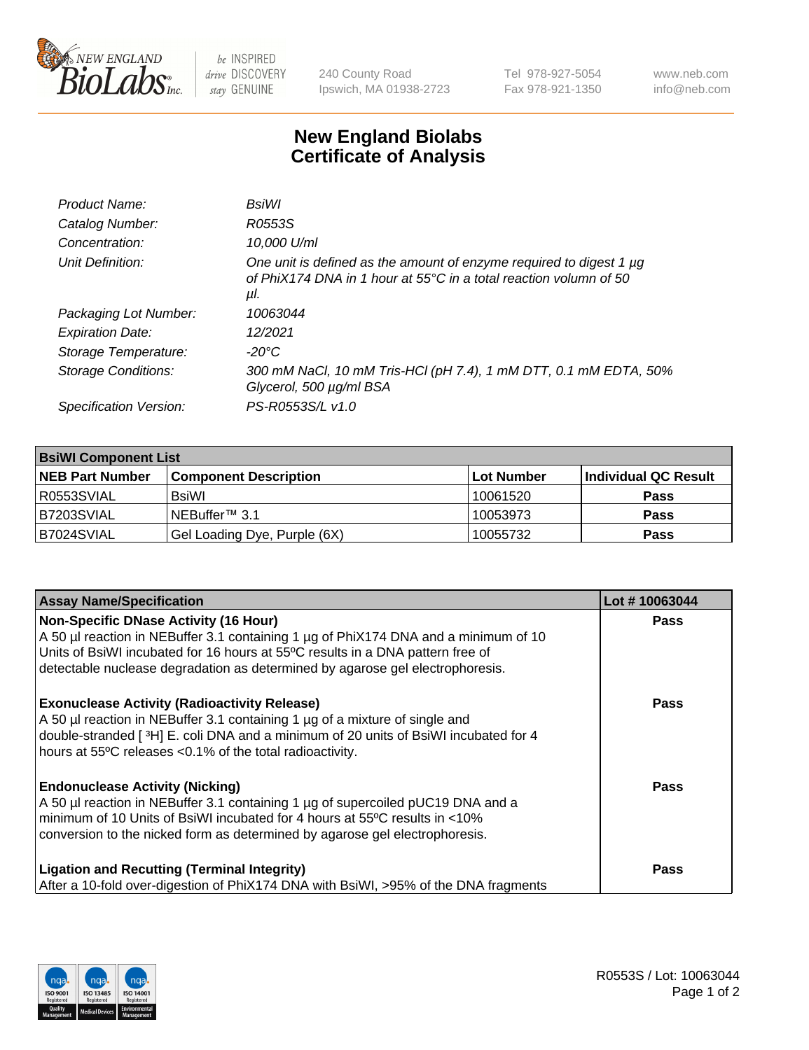New England BioLabs Inc. — be INSPIRED drive DISCOVERY stay GENUINE

240 County Road
Ipswich, MA 01938-2723

Tel 978-927-5054
Fax 978-921-1350

www.neb.com
info@neb.com

# New England Biolabs
# Certificate of Analysis

| | |
|---|---|
| *Product Name:* | *BsiWI* |
| *Catalog Number:* | *R0553S* |
| *Concentration:* | *10,000 U/ml* |
| *Unit Definition:* | *One unit is defined as the amount of enzyme required to digest 1 µg of PhiX174 DNA in 1 hour at 55°C in a total reaction volumn of 50 µl.* |
| *Packaging Lot Number:* | *10063044* |
| *Expiration Date:* | *12/2021* |
| *Storage Temperature:* | *-20°C* |
| *Storage Conditions:* | *300 mM NaCl, 10 mM Tris-HCl (pH 7.4), 1 mM DTT, 0.1 mM EDTA, 50% Glycerol, 500 µg/ml BSA* |
| *Specification Version:* | *PS-R0553S/L v1.0* |

| **BsiWI Component List** | | | |
|---|---|---|---|
| **NEB Part Number** | **Component Description** | **Lot Number** | **Individual QC Result** |
| R0553SVIAL | BsiWI | 10061520 | **Pass** |
| B7203SVIAL | NEBuffer™ 3.1 | 10053973 | **Pass** |
| B7024SVIAL | Gel Loading Dye, Purple (6X) | 10055732 | **Pass** |

| **Assay Name/Specification** | **Lot # 10063044** |
|---|---|
| **Non-Specific DNase Activity (16 Hour)** A 50 µl reaction in NEBuffer 3.1 containing 1 µg of PhiX174 DNA and a minimum of 10 Units of BsiWI incubated for 16 hours at 55ºC results in a DNA pattern free of detectable nuclease degradation as determined by agarose gel electrophoresis. | **Pass** |
| **Exonuclease Activity (Radioactivity Release)** A 50 µl reaction in NEBuffer 3.1 containing 1 µg of a mixture of single and double-stranded [ $^3$H] E. coli DNA and a minimum of 20 units of BsiWI incubated for 4 hours at 55ºC releases <0.1% of the total radioactivity. | **Pass** |
| **Endonuclease Activity (Nicking)** A 50 µl reaction in NEBuffer 3.1 containing 1 µg of supercoiled pUC19 DNA and a minimum of 10 Units of BsiWI incubated for 4 hours at 55ºC results in <10% conversion to the nicked form as determined by agarose gel electrophoresis. | **Pass** |
| **Ligation and Recutting (Terminal Integrity)** After a 10-fold over-digestion of PhiX174 DNA with BsiWI, >95% of the DNA fragments | **Pass** |

R0553S / Lot: 10063044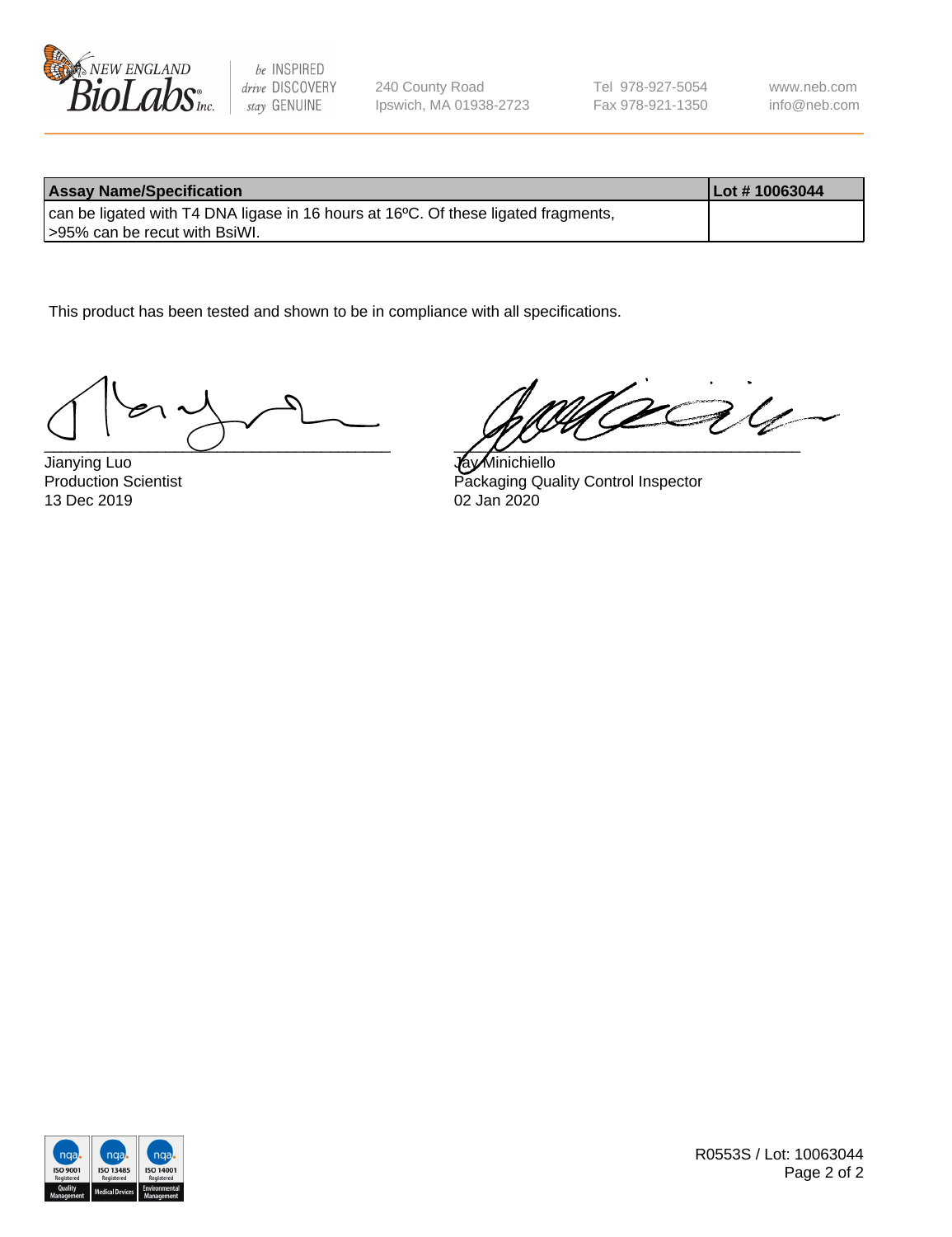| Assay Name/Specification | Lot # 10063044 |
| --- | --- |
| can be ligated with T4 DNA ligase in 16 hours at 16ºC. Of these ligated fragments, >95% can be recut with BsiWI. | |

This product has been tested and shown to be in compliance with all specifications.

Jianying Luo
Production Scientist
13 Dec 2019

Jay Minichiello
Packaging Quality Control Inspector
02 Jan 2020

R0553S / Lot: 10063044